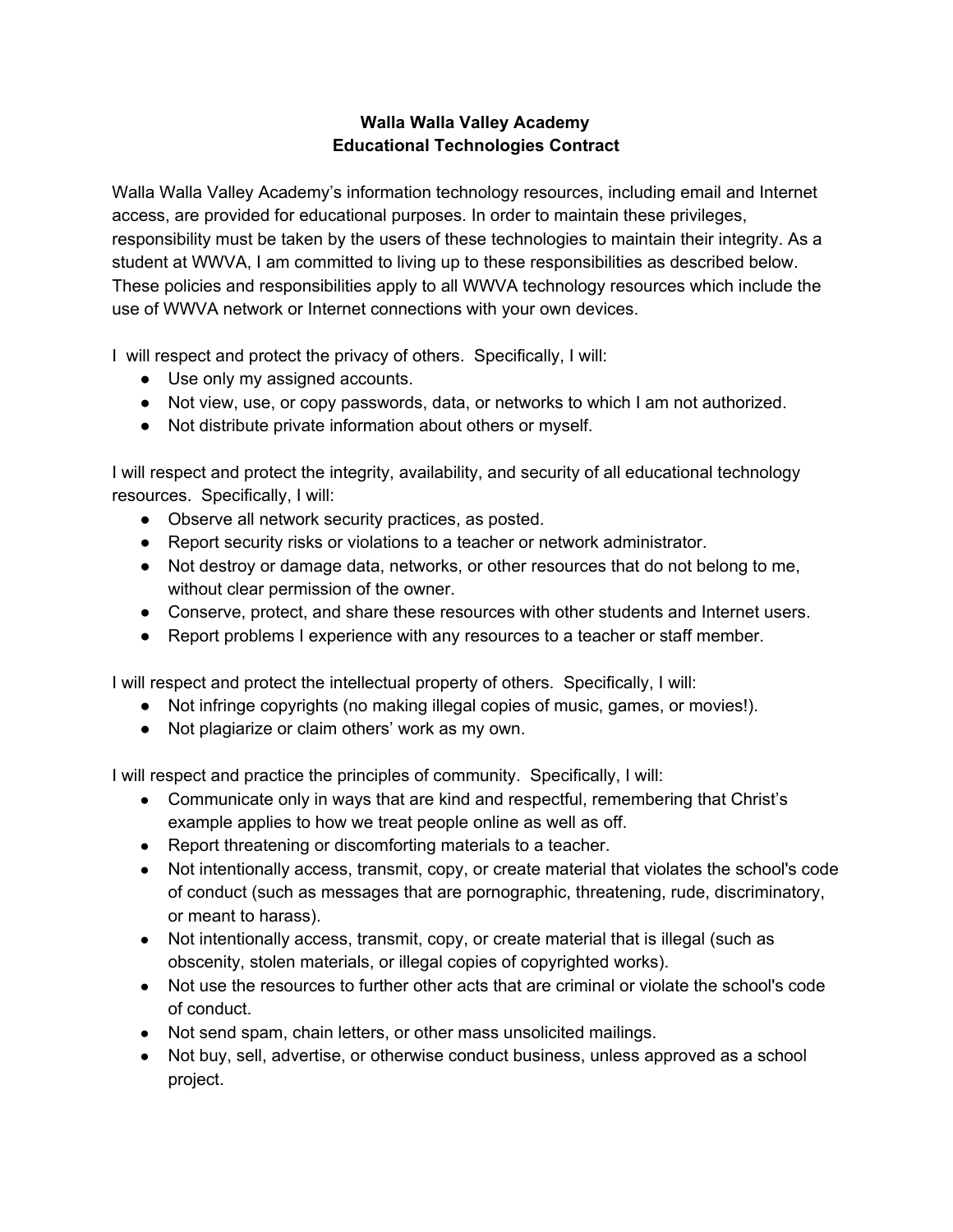# Walla Walla Valley Academy
## Educational Technologies Contract

Walla Walla Valley Academy's information technology resources, including email and Internet access, are provided for educational purposes. In order to maintain these privileges, responsibility must be taken by the users of these technologies to maintain their integrity. As a student at WWVA, I am committed to living up to these responsibilities as described below. These policies and responsibilities apply to all WWVA technology resources which include the use of WWVA network or Internet connections with your own devices.

I will respect and protect the privacy of others. Specifically, I will:

- Use only my assigned accounts.
- Not view, use, or copy passwords, data, or networks to which I am not authorized.
- Not distribute private information about others or myself.

I will respect and protect the integrity, availability, and security of all educational technology resources. Specifically, I will:

- Observe all network security practices, as posted.
- Report security risks or violations to a teacher or network administrator.
- Not destroy or damage data, networks, or other resources that do not belong to me, without clear permission of the owner.
- Conserve, protect, and share these resources with other students and Internet users.
- Report problems I experience with any resources to a teacher or staff member.

I will respect and protect the intellectual property of others. Specifically, I will:

- Not infringe copyrights (no making illegal copies of music, games, or movies!).
- Not plagiarize or claim others' work as my own.

I will respect and practice the principles of community. Specifically, I will:

- Communicate only in ways that are kind and respectful, remembering that Christ's example applies to how we treat people online as well as off.
- Report threatening or discomforting materials to a teacher.
- Not intentionally access, transmit, copy, or create material that violates the school's code of conduct (such as messages that are pornographic, threatening, rude, discriminatory, or meant to harass).
- Not intentionally access, transmit, copy, or create material that is illegal (such as obscenity, stolen materials, or illegal copies of copyrighted works).
- Not use the resources to further other acts that are criminal or violate the school's code of conduct.
- Not send spam, chain letters, or other mass unsolicited mailings.
- Not buy, sell, advertise, or otherwise conduct business, unless approved as a school project.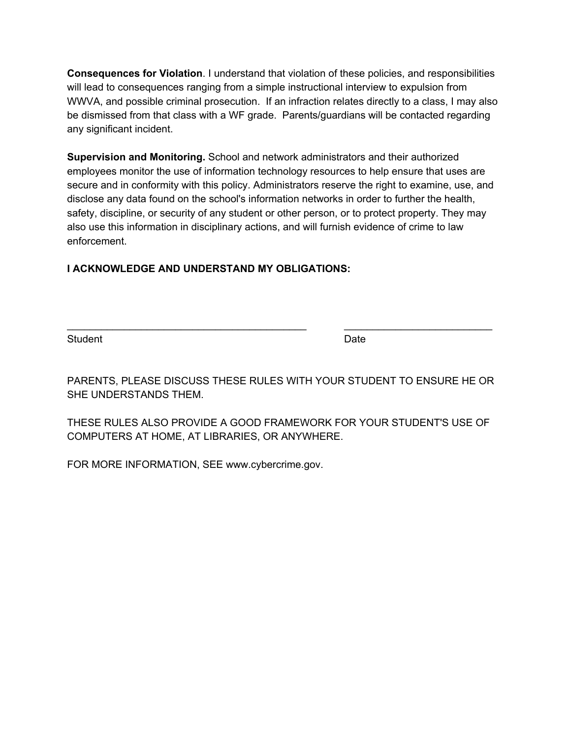**Consequences for Violation**. I understand that violation of these policies, and responsibilities will lead to consequences ranging from a simple instructional interview to expulsion from WWVA, and possible criminal prosecution. If an infraction relates directly to a class, I may also be dismissed from that class with a WF grade. Parents/guardians will be contacted regarding any significant incident.

**Supervision and Monitoring.** School and network administrators and their authorized employees monitor the use of information technology resources to help ensure that uses are secure and in conformity with this policy. Administrators reserve the right to examine, use, and disclose any data found on the school's information networks in order to further the health, safety, discipline, or security of any student or other person, or to protect property. They may also use this information in disciplinary actions, and will furnish evidence of crime to law enforcement.

**I ACKNOWLEDGE AND UNDERSTAND MY OBLIGATIONS:**

\_\_\_\_\_\_\_\_\_\_\_\_\_\_\_\_\_\_\_\_\_\_\_\_\_\_\_\_\_\_\_\_\_\_\_\_\_\_\_\_\_\_ \_\_\_\_\_\_\_\_\_\_\_\_\_\_\_\_\_\_\_\_\_\_\_\_\_\_

Student Date

PARENTS, PLEASE DISCUSS THESE RULES WITH YOUR STUDENT TO ENSURE HE OR SHE UNDERSTANDS THEM.

THESE RULES ALSO PROVIDE A GOOD FRAMEWORK FOR YOUR STUDENT'S USE OF COMPUTERS AT HOME, AT LIBRARIES, OR ANYWHERE.

FOR MORE INFORMATION, SEE www.cybercrime.gov.